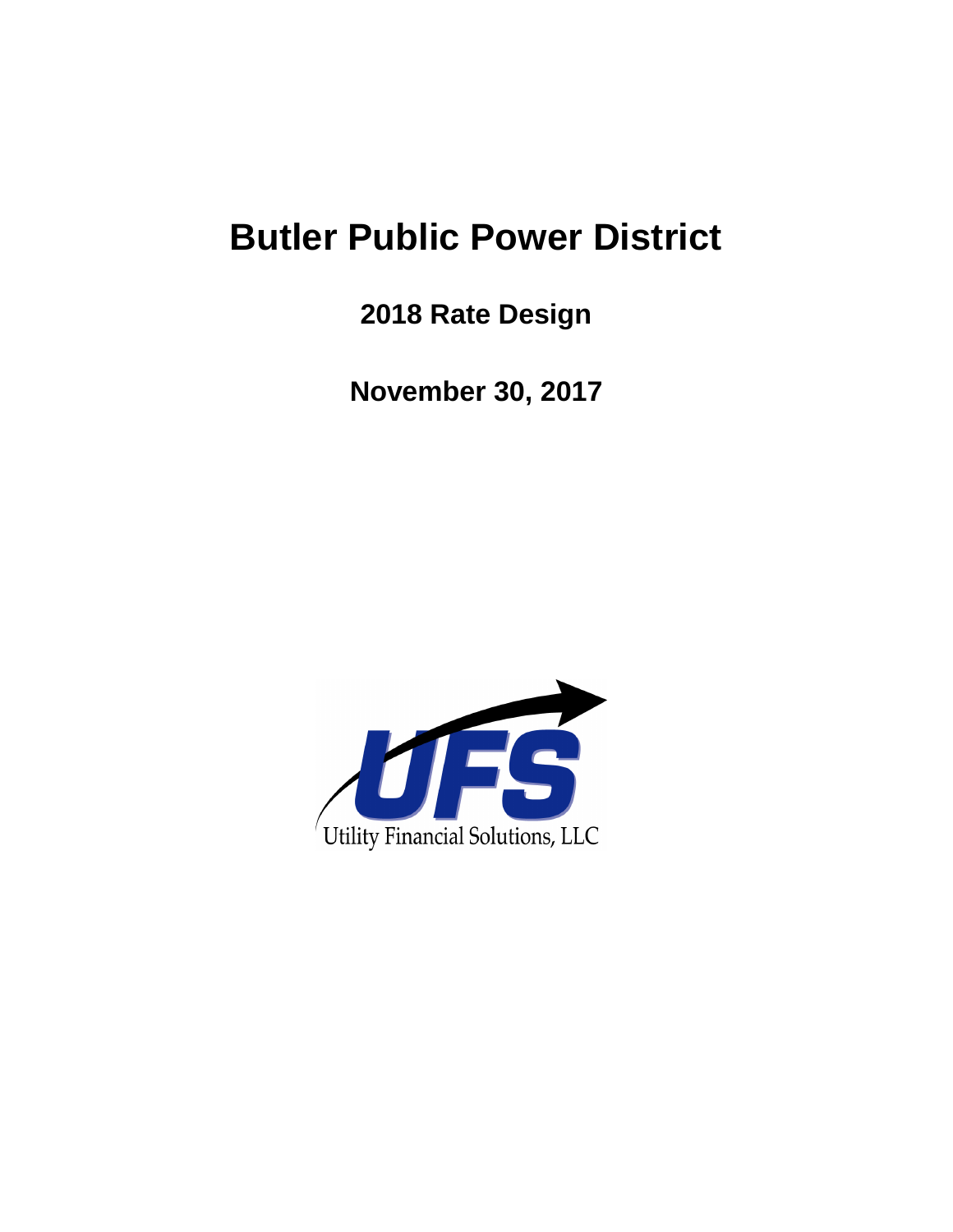# Butler Public Power District

## 2018 Rate Design

## November 30, 2017

Utility Financial Solutions, LLC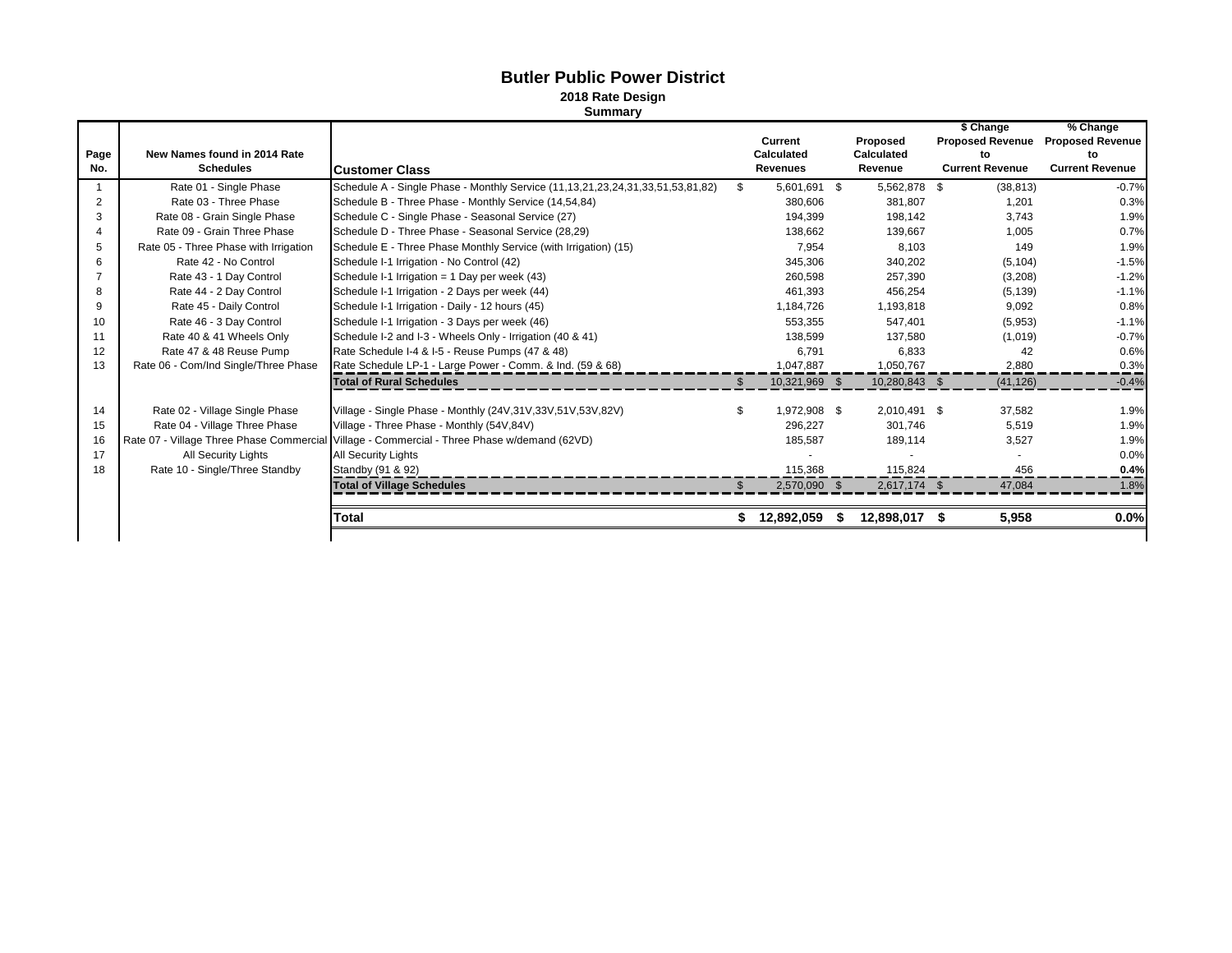# Butler Public Power District

## 2018 Rate Design

### Summary

| Page No. | New Names found in 2014 Rate Schedules | Customer Class | Current Calculated Revenues | Proposed Calculated Revenue | $ Change Proposed Revenue to Current Revenue | % Change Proposed Revenue to Current Revenue |
|---|---|---|---|---|---|---|
| 1 | Rate 01 - Single Phase | Schedule A - Single Phase - Monthly Service (11,13,21,23,24,31,33,51,53,81,82) | $ 5,601,691 | $ 5,562,878 | $ (38,813) | -0.7% |
| 2 | Rate 03 - Three Phase | Schedule B - Three Phase - Monthly Service (14,54,84) | 380,606 | 381,807 | 1,201 | 0.3% |
| 3 | Rate 08 - Grain Single Phase | Schedule C - Single Phase - Seasonal Service (27) | 194,399 | 198,142 | 3,743 | 1.9% |
| 4 | Rate 09 - Grain Three Phase | Schedule D - Three Phase - Seasonal Service (28,29) | 138,662 | 139,667 | 1,005 | 0.7% |
| 5 | Rate 05 - Three Phase with Irrigation | Schedule E - Three Phase Monthly Service (with Irrigation) (15) | 7,954 | 8,103 | 149 | 1.9% |
| 6 | Rate 42 - No Control | Schedule I-1 Irrigation - No Control (42) | 345,306 | 340,202 | (5,104) | -1.5% |
| 7 | Rate 43 - 1 Day Control | Schedule I-1 Irrigation = 1 Day per week (43) | 260,598 | 257,390 | (3,208) | -1.2% |
| 8 | Rate 44 - 2 Day Control | Schedule I-1 Irrigation - 2 Days per week (44) | 461,393 | 456,254 | (5,139) | -1.1% |
| 9 | Rate 45 - Daily Control | Schedule I-1 Irrigation - Daily - 12 hours (45) | 1,184,726 | 1,193,818 | 9,092 | 0.8% |
| 10 | Rate 46 - 3 Day Control | Schedule I-1 Irrigation - 3 Days per week (46) | 553,355 | 547,401 | (5,953) | -1.1% |
| 11 | Rate 40 & 41 Wheels Only | Schedule I-2 and I-3 - Wheels Only - Irrigation (40 & 41) | 138,599 | 137,580 | (1,019) | -0.7% |
| 12 | Rate 47 & 48 Reuse Pump | Rate Schedule I-4 & I-5 - Reuse Pumps (47 & 48) | 6,791 | 6,833 | 42 | 0.6% |
| 13 | Rate 06 - Com/Ind Single/Three Phase | Rate Schedule LP-1 - Large Power - Comm. & Ind. (59 & 68) | 1,047,887 | 1,050,767 | 2,880 | 0.3% |
| | | **Total of Rural Schedules** | $ 10,321,969 | $ 10,280,843 | $ (41,126) | -0.4% |
| 14 | Rate 02 - Village Single Phase | Village - Single Phase - Monthly (24V,31V,33V,51V,53V,82V) | $ 1,972,908 | $ 2,010,491 | $ 37,582 | 1.9% |
| 15 | Rate 04 - Village Three Phase | Village - Three Phase - Monthly (54V,84V) | 296,227 | 301,746 | 5,519 | 1.9% |
| 16 | Rate 07 - Village Three Phase Commercial | Village - Commercial - Three Phase w/demand (62VD) | 185,587 | 189,114 | 3,527 | 1.9% |
| 17 | All Security Lights | All Security Lights | - | - | - | 0.0% |
| 18 | Rate 10 - Single/Three Standby | Standby (91 & 92) | 115,368 | 115,824 | 456 | **0.4%** |
| | | **Total of Village Schedules** | $ 2,570,090 | $ 2,617,174 | $ 47,084 | 1.8% |
| | | **Total** | **$ 12,892,059** | **$ 12,898,017** | **$ 5,958** | **0.0%** |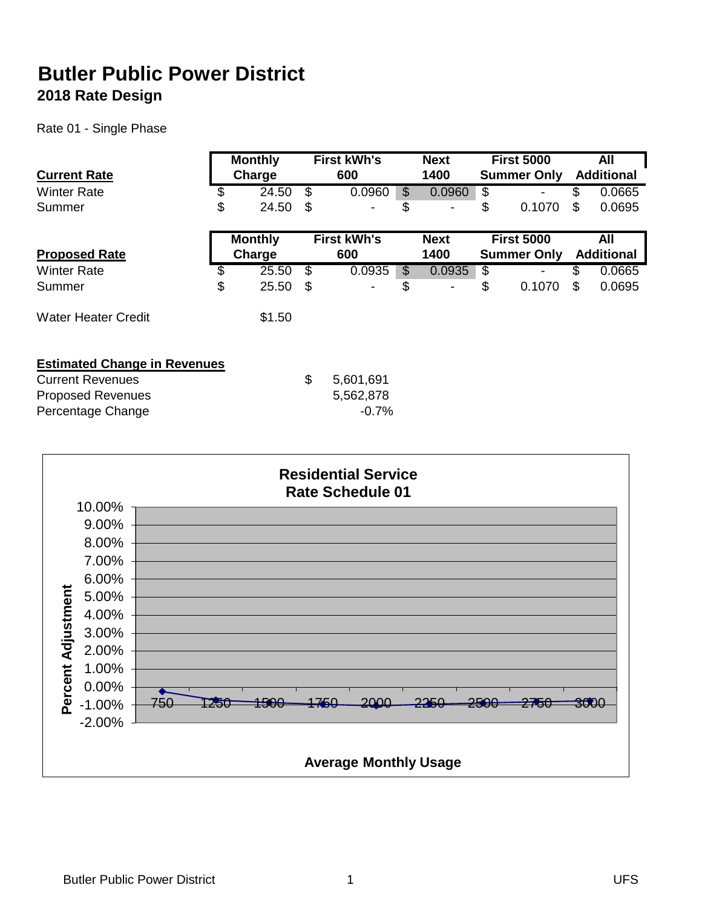# Butler Public Power District

## 2018 Rate Design

Rate 01 - Single Phase

| Current Rate | Monthly Charge | First kWh's 600 | Next 1400 | First 5000 Summer Only | All Additional |
|---|---|---|---|---|---|
| Winter Rate | $ 24.50 | $ 0.0960 | $ 0.0960 | $ - | $ 0.0665 |
| Summer | $ 24.50 | $ - | $ - | $ 0.1070 | $ 0.0695 |

| Proposed Rate | Monthly Charge | First kWh's 600 | Next 1400 | First 5000 Summer Only | All Additional |
|---|---|---|---|---|---|
| Winter Rate | $ 25.50 | $ 0.0935 | $ 0.0935 | $ - | $ 0.0665 |
| Summer | $ 25.50 | $ - | $ - | $ 0.1070 | $ 0.0695 |

Water Heater Credit $1.50

**Estimated Change in Revenues**

| | |
|---|---|
| Current Revenues | $ 5,601,691 |
| Proposed Revenues | 5,562,878 |
| Percentage Change | -0.7% |

**Residential Service**
**Rate Schedule 01**

Percent Adjustment vs. Average Monthly Usage (750, 1250, 1500, 1750, 2000, 2250, 2500, 2750, 3000); y-axis from -2.00% to 10.00%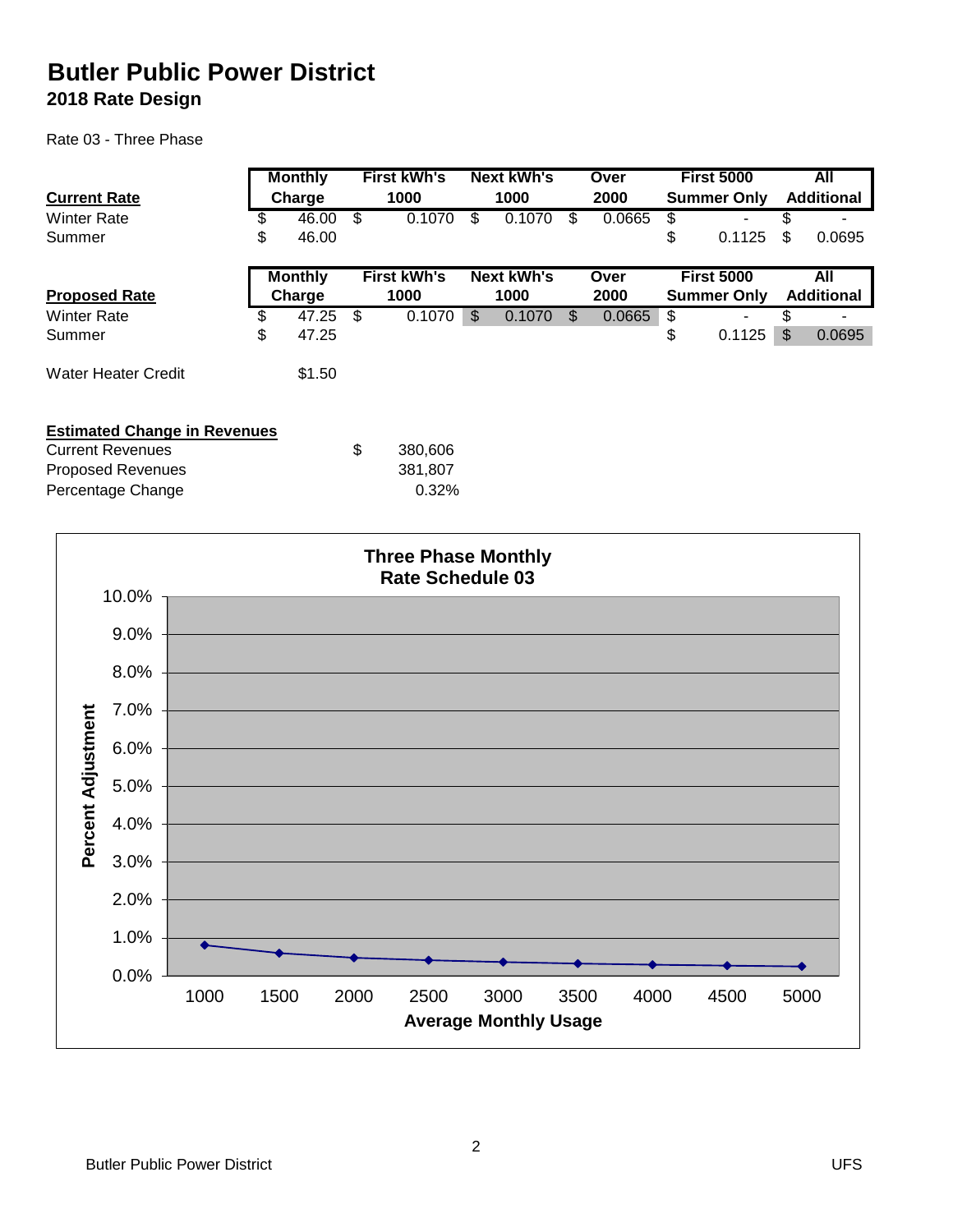# Butler Public Power District

## 2018 Rate Design

Rate 03 - Three Phase

| Current Rate | Monthly Charge | First kWh's 1000 | Next kWh's 1000 | Over 2000 | First 5000 Summer Only | All Additional |
|---|---|---|---|---|---|---|
| Winter Rate | $ 46.00 | $ 0.1070 | $ 0.1070 | $ 0.0665 | $ - | $ - |
| Summer | $ 46.00 | | | | $ 0.1125 | $ 0.0695 |

| Proposed Rate | Monthly Charge | First kWh's 1000 | Next kWh's 1000 | Over 2000 | First 5000 Summer Only | All Additional |
|---|---|---|---|---|---|---|
| Winter Rate | $ 47.25 | $ 0.1070 | $ 0.1070 | $ 0.0665 | $ - | $ - |
| Summer | $ 47.25 | | | | $ 0.1125 | $ 0.0695 |

Water Heater Credit $1.50

**Estimated Change in Revenues**

| | |
|---|---|
| Current Revenues | $ 380,606 |
| Proposed Revenues | 381,807 |
| Percentage Change | 0.32% |

**Three Phase Monthly Rate Schedule 03**

Percent Adjustment (0.0% – 10.0%) vs. Average Monthly Usage (1000 – 5000)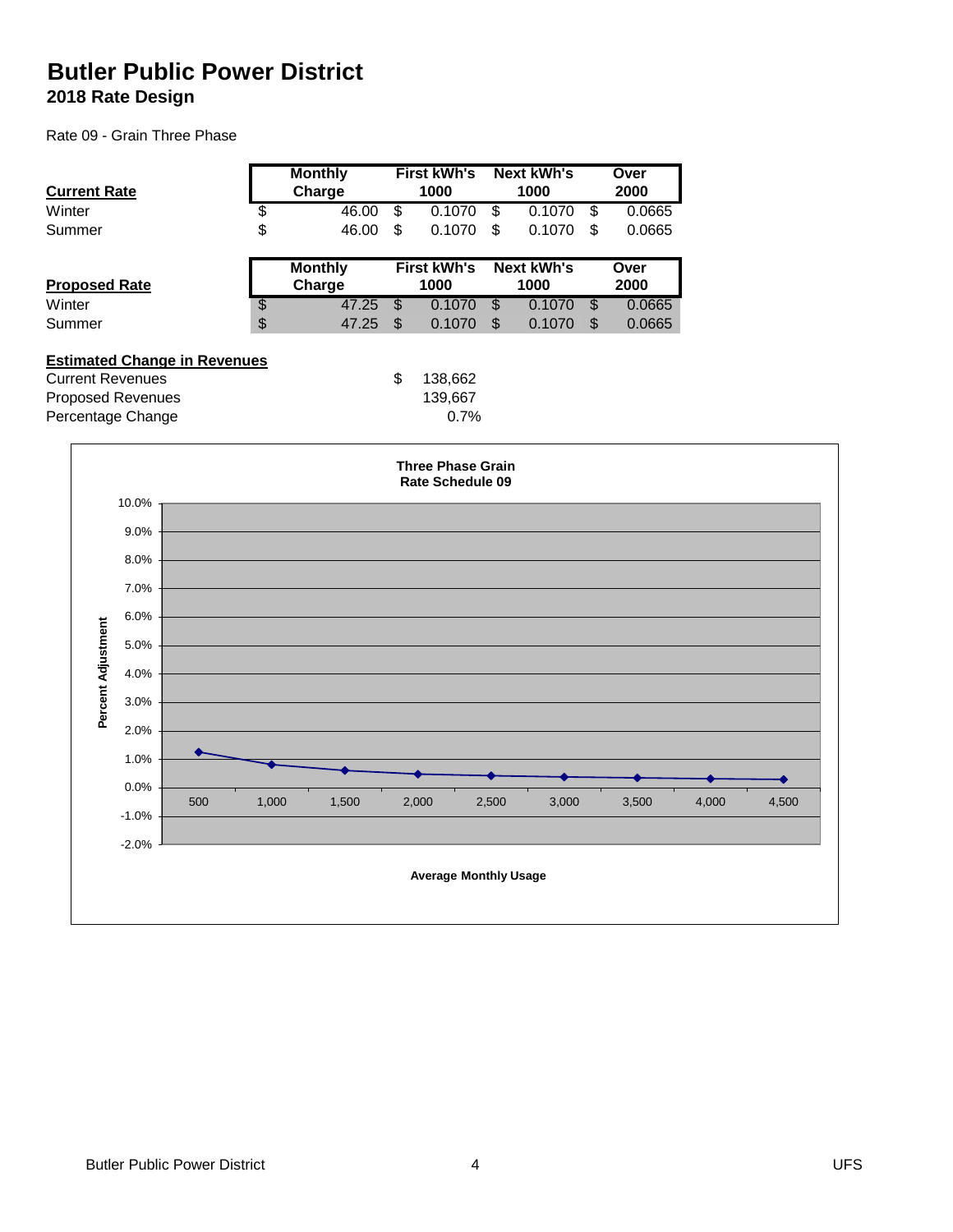# Butler Public Power District

## 2018 Rate Design

Rate 09 - Grain Three Phase

| Current Rate | Monthly Charge | First kWh's 1000 | Next kWh's 1000 | Over 2000 |
|---|---|---|---|---|
| Winter | $ 46.00 | $ 0.1070 | $ 0.1070 | $ 0.0665 |
| Summer | $ 46.00 | $ 0.1070 | $ 0.1070 | $ 0.0665 |

| Proposed Rate | Monthly Charge | First kWh's 1000 | Next kWh's 1000 | Over 2000 |
|---|---|---|---|---|
| Winter | $ 47.25 | $ 0.1070 | $ 0.1070 | $ 0.0665 |
| Summer | $ 47.25 | $ 0.1070 | $ 0.1070 | $ 0.0665 |

**Estimated Change in Revenues**

| | |
|---|---|
| Current Revenues | $ 138,662 |
| Proposed Revenues | 139,667 |
| Percentage Change | 0.7% |

**Three Phase Grain**
**Rate Schedule 09**

Percent Adjustment (y-axis, -2.0% to 10.0%) vs. Average Monthly Usage (x-axis, 500 to 4,500)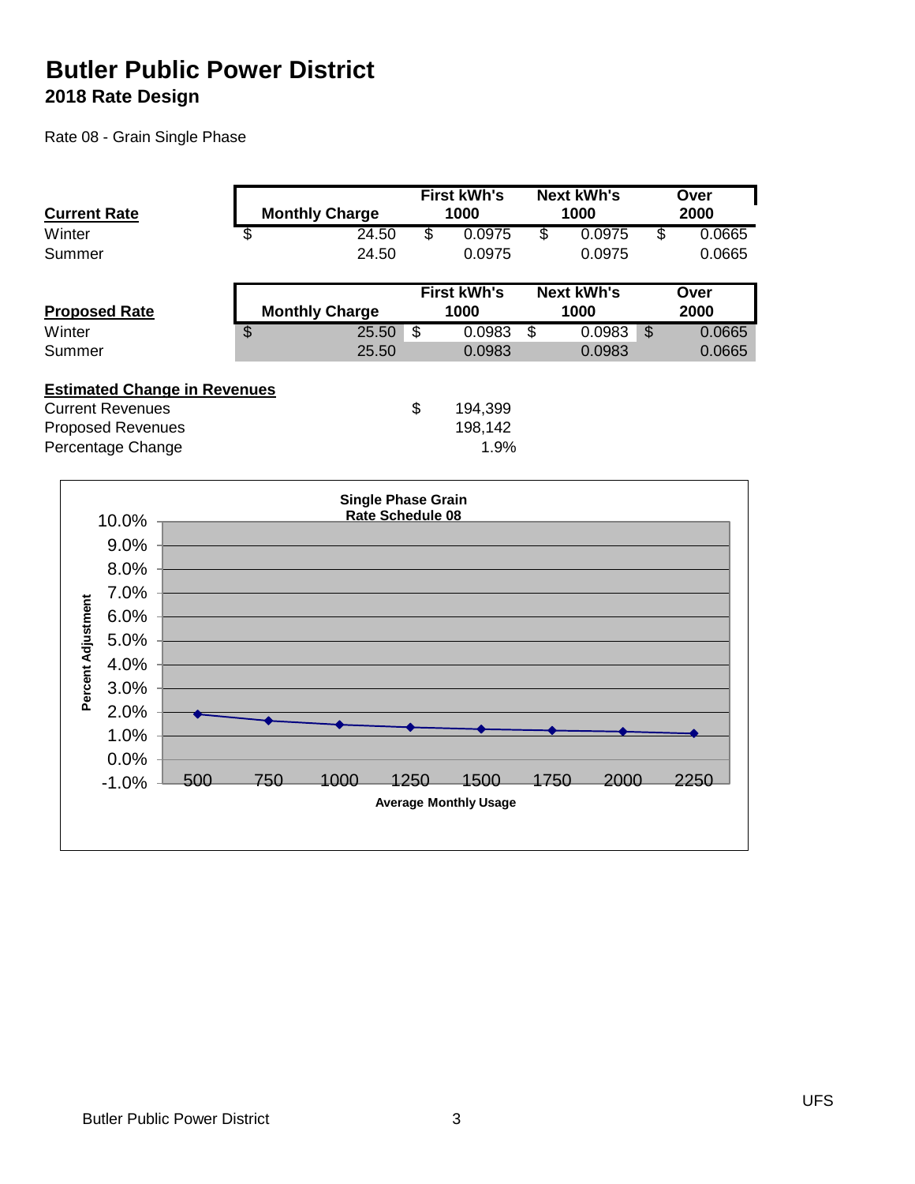# Butler Public Power District

## 2018 Rate Design

Rate 08 - Grain Single Phase

| Current Rate | Monthly Charge | First kWh's 1000 | Next kWh's 1000 | Over 2000 |
|---|---|---|---|---|
| Winter | $ 24.50 | $ 0.0975 | $ 0.0975 | $ 0.0665 |
| Summer | 24.50 | 0.0975 | 0.0975 | 0.0665 |

| Proposed Rate | Monthly Charge | First kWh's 1000 | Next kWh's 1000 | Over 2000 |
|---|---|---|---|---|
| Winter | $ 25.50 | $ 0.0983 | $ 0.0983 | $ 0.0665 |
| Summer | 25.50 | 0.0983 | 0.0983 | 0.0665 |

**Estimated Change in Revenues**

| | |
|---|---|
| Current Revenues | $ 194,399 |
| Proposed Revenues | 198,142 |
| Percentage Change | 1.9% |

**Single Phase Grain Rate Schedule 08**

Percent Adjustment (-1.0% to 10.0%) vs. Average Monthly Usage (500, 750, 1000, 1250, 1500, 1750, 2000, 2250)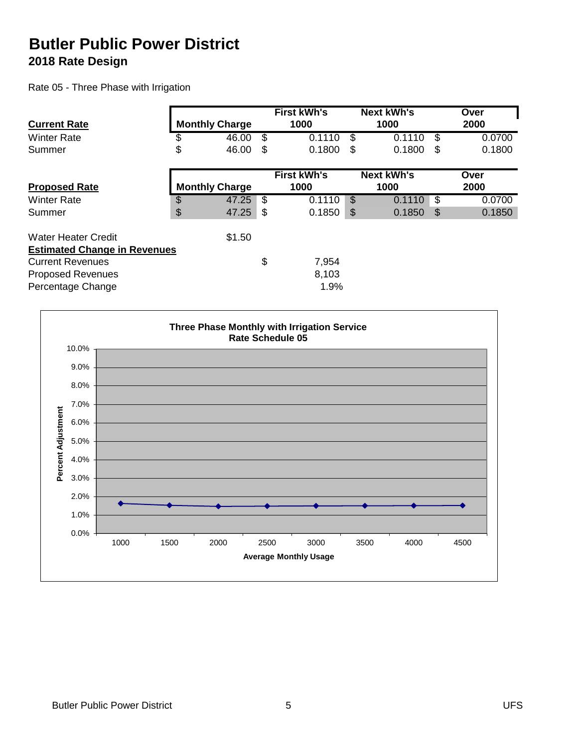# Butler Public Power District

## 2018 Rate Design

Rate 05 - Three Phase with Irrigation

| **Current Rate** | Monthly Charge | First kWh's 1000 | Next kWh's 1000 | Over 2000 |
|---|---|---|---|---|
| Winter Rate | $ 46.00 | $ 0.1110 | $ 0.1110 | $ 0.0700 |
| Summer | $ 46.00 | $ 0.1800 | $ 0.1800 | $ 0.1800 |

| **Proposed Rate** | Monthly Charge | First kWh's 1000 | Next kWh's 1000 | Over 2000 |
|---|---|---|---|---|
| Winter Rate | $ 47.25 | $ 0.1110 | $ 0.1110 | $ 0.0700 |
| Summer | $ 47.25 | $ 0.1850 | $ 0.1850 | $ 0.1850 |

Water Heater Credit $1.50

**Estimated Change in Revenues**

| | |
|---|---|
| Current Revenues | $ 7,954 |
| Proposed Revenues | 8,103 |
| Percentage Change | 1.9% |

**Three Phase Monthly with Irrigation Service**
**Rate Schedule 05**

Percent Adjustment (0.0% – 10.0%) vs. Average Monthly Usage (1000 – 4500)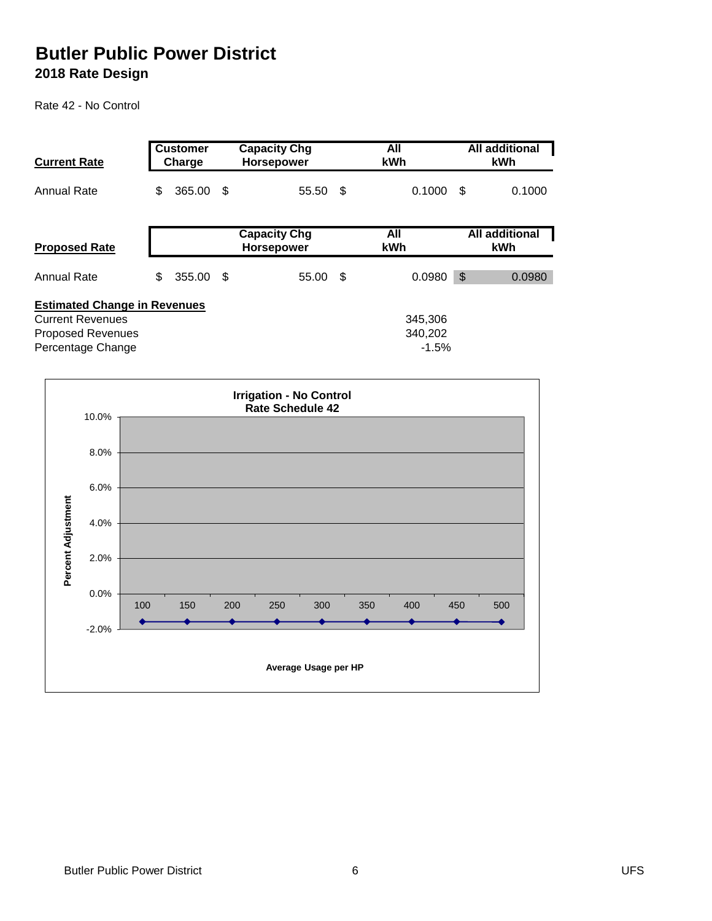# Butler Public Power District

## 2018 Rate Design

Rate 42 - No Control

| Current Rate | Customer Charge | Capacity Chg Horsepower | All kWh | All additional kWh |
|---|---|---|---|---|
| Annual Rate | $ 365.00 | $ 55.50 | $ 0.1000 | $ 0.1000 |

| Proposed Rate | | Capacity Chg Horsepower | All kWh | All additional kWh |
|---|---|---|---|---|
| Annual Rate | $ 355.00 | $ 55.00 | $ 0.0980 | $ 0.0980 |

**Estimated Change in Revenues**

| | |
|---|---|
| Current Revenues | 345,306 |
| Proposed Revenues | 340,202 |
| Percentage Change | -1.5% |

**Irrigation - No Control**
**Rate Schedule 42**

Percent Adjustment (y-axis: -2.0% to 10.0%)

| Average Usage per HP | 100 | 150 | 200 | 250 | 300 | 350 | 400 | 450 | 500 |
|---|---|---|---|---|---|---|---|---|---|
| Percent Adjustment | ~-1.5% | ~-1.5% | ~-1.5% | ~-1.5% | ~-1.5% | ~-1.5% | ~-1.5% | ~-1.5% | ~-1.5% |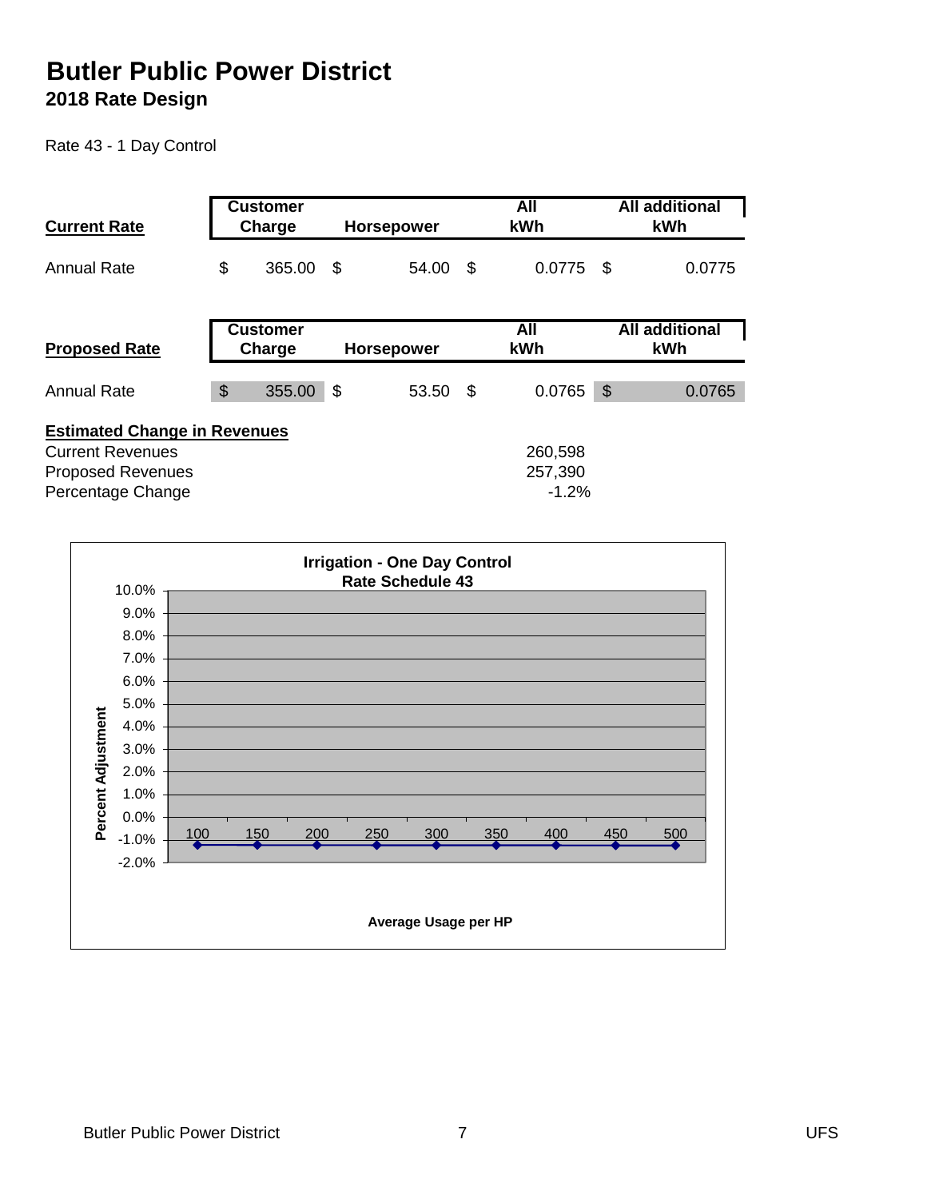# Butler Public Power District

## 2018 Rate Design

Rate 43 - 1 Day Control

| **Current Rate** | Customer Charge | Horsepower | All kWh | All additional kWh |
|---|---|---|---|---|
| Annual Rate | $ 365.00 | $ 54.00 | $ 0.0775 | $ 0.0775 |

| **Proposed Rate** | Customer Charge | Horsepower | All kWh | All additional kWh |
|---|---|---|---|---|
| Annual Rate | $ 355.00 | $ 53.50 | $ 0.0765 | $ 0.0765 |

**Estimated Change in Revenues**

| | |
|---|---|
| Current Revenues | 260,598 |
| Proposed Revenues | 257,390 |
| Percentage Change | -1.2% |

**Irrigation - One Day Control**
**Rate Schedule 43**

| Average Usage per HP | 100 | 150 | 200 | 250 | 300 | 350 | 400 | 450 | 500 |
|---|---|---|---|---|---|---|---|---|---|
| Percent Adjustment | -1.2% | -1.2% | -1.2% | -1.2% | -1.2% | -1.2% | -1.2% | -1.2% | -1.2% |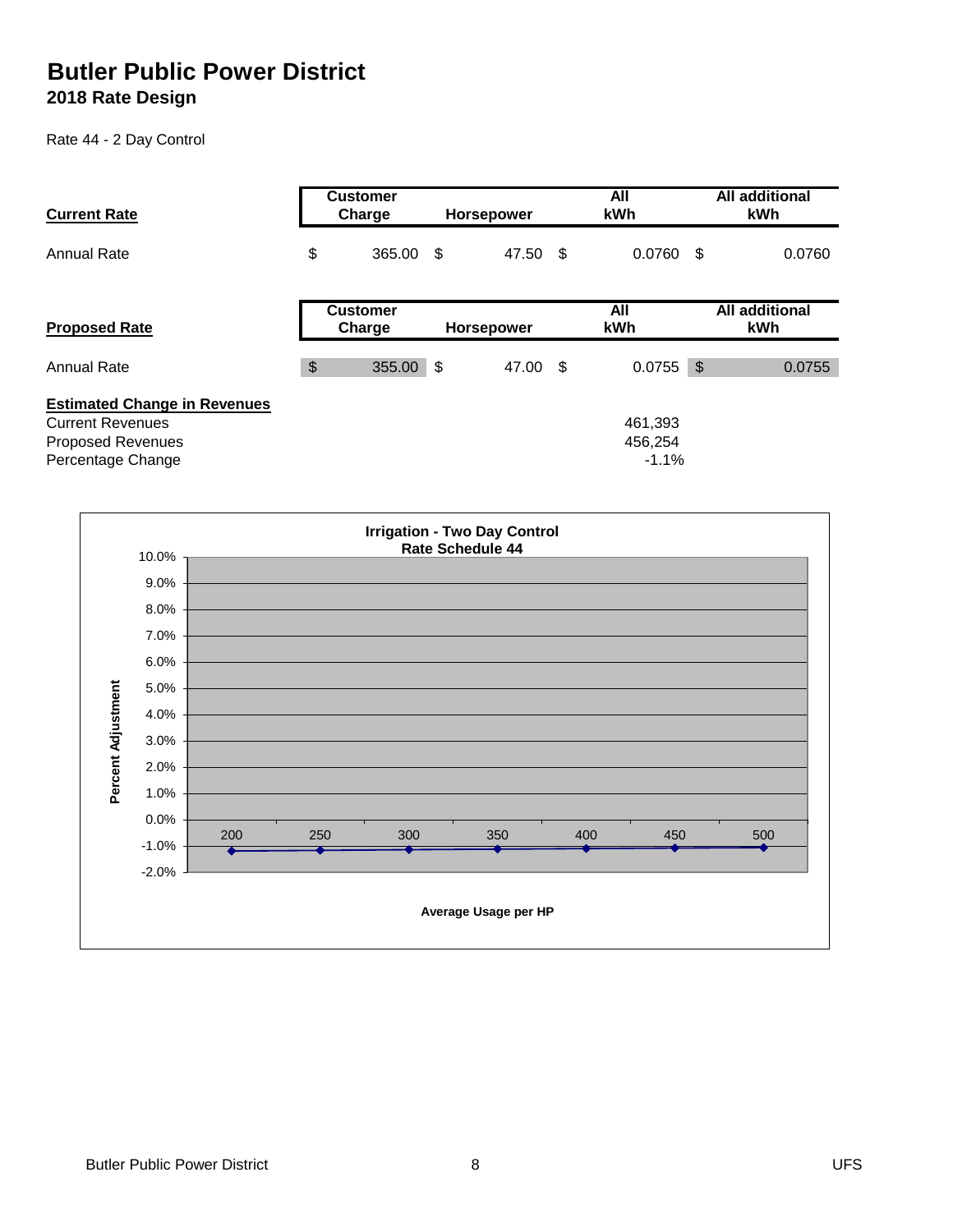# Butler Public Power District

## 2018 Rate Design

Rate 44 - 2 Day Control

| **Current Rate** | Customer Charge | Horsepower | All kWh | All additional kWh |
|---|---|---|---|---|
| Annual Rate | $ 365.00 | $ 47.50 | $ 0.0760 | $ 0.0760 |

| **Proposed Rate** | Customer Charge | Horsepower | All kWh | All additional kWh |
|---|---|---|---|---|
| Annual Rate | $ 355.00 | $ 47.00 | $ 0.0755 | $ 0.0755 |

**Estimated Change in Revenues**

| | |
|---|---|
| Current Revenues | 461,393 |
| Proposed Revenues | 456,254 |
| Percentage Change | -1.1% |

**Irrigation - Two Day Control**
**Rate Schedule 44**

Percent Adjustment (10.0% to -2.0%) vs. Average Usage per HP (200, 250, 300, 350, 400, 450, 500)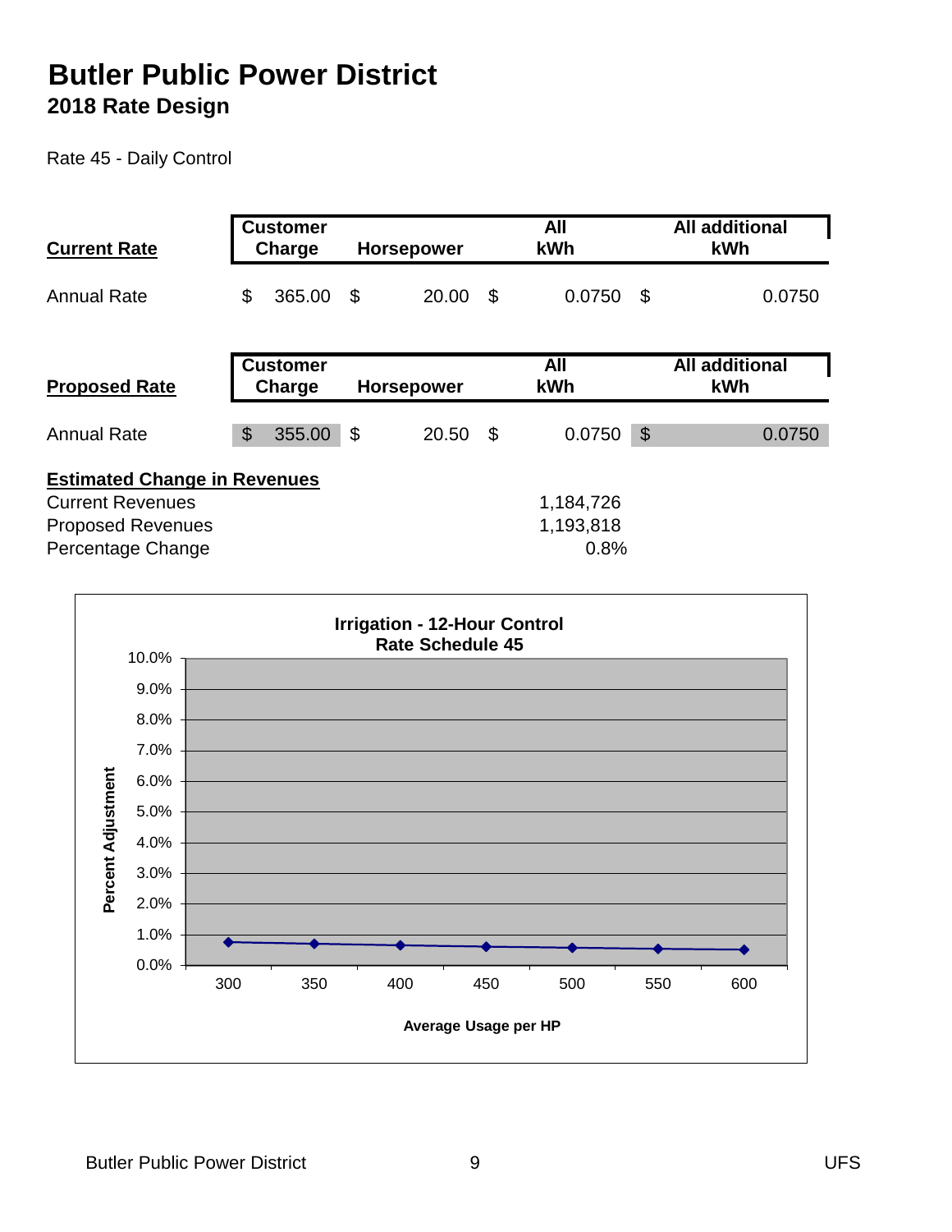# Butler Public Power District

## 2018 Rate Design

Rate 45 - Daily Control

| **Current Rate** | Customer Charge | Horsepower | All kWh | All additional kWh |
|---|---|---|---|---|
| Annual Rate | $ 365.00 | $ 20.00 | $ 0.0750 | $ 0.0750 |

| **Proposed Rate** | Customer Charge | Horsepower | All kWh | All additional kWh |
|---|---|---|---|---|
| Annual Rate | $ 355.00 | $ 20.50 | $ 0.0750 | $ 0.0750 |

**Estimated Change in Revenues**

| | |
|---|---|
| Current Revenues | 1,184,726 |
| Proposed Revenues | 1,193,818 |
| Percentage Change | 0.8% |

**Irrigation - 12-Hour Control**
**Rate Schedule 45**

Percent Adjustment vs. Average Usage per HP

| Average Usage per HP | 300 | 350 | 400 | 450 | 500 | 550 | 600 |
|---|---|---|---|---|---|---|---|
| Percent Adjustment (approx.) | 0.8% | 0.7% | 0.7% | 0.6% | 0.6% | 0.5% | 0.5% |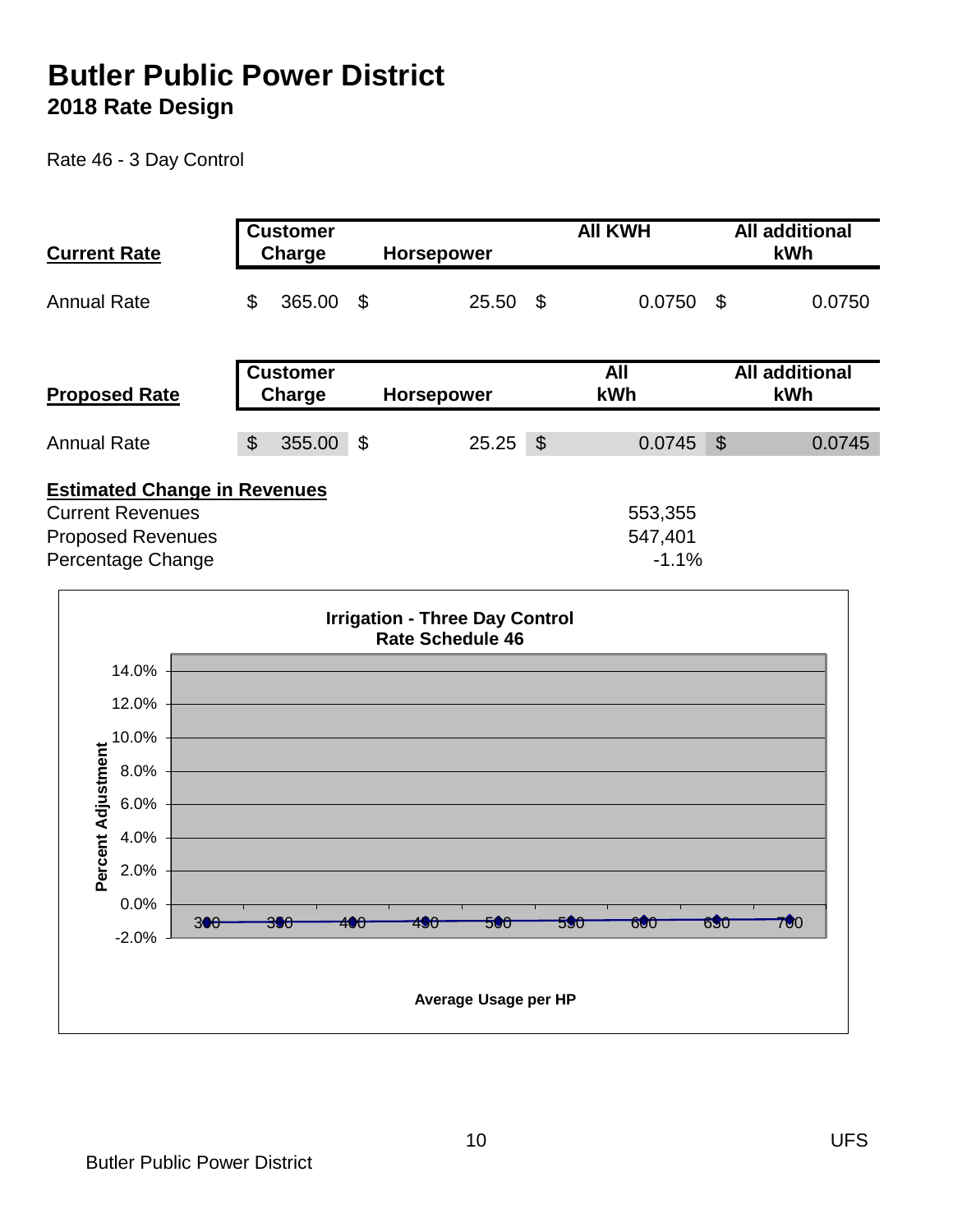# Butler Public Power District

## 2018 Rate Design

Rate 46 - 3 Day Control

| **Current Rate** | Customer Charge | Horsepower | All KWH | All additional kWh |
|---|---|---|---|---|
| Annual Rate | $ 365.00 | $ 25.50 | $ 0.0750 | $ 0.0750 |

| **Proposed Rate** | Customer Charge | Horsepower | All kWh | All additional kWh |
|---|---|---|---|---|
| Annual Rate | $ 355.00 | $ 25.25 | $ 0.0745 | $ 0.0745 |

**Estimated Change in Revenues**

| | |
|---|---|
| Current Revenues | 553,355 |
| Proposed Revenues | 547,401 |
| Percentage Change | -1.1% |

**Irrigation - Three Day Control**
**Rate Schedule 46**

Percent Adjustment: 14.0%, 12.0%, 10.0%, 8.0%, 6.0%, 4.0%, 2.0%, 0.0%, -2.0%

Average Usage per HP: 300, 350, 400, 450, 500, 550, 600, 650, 700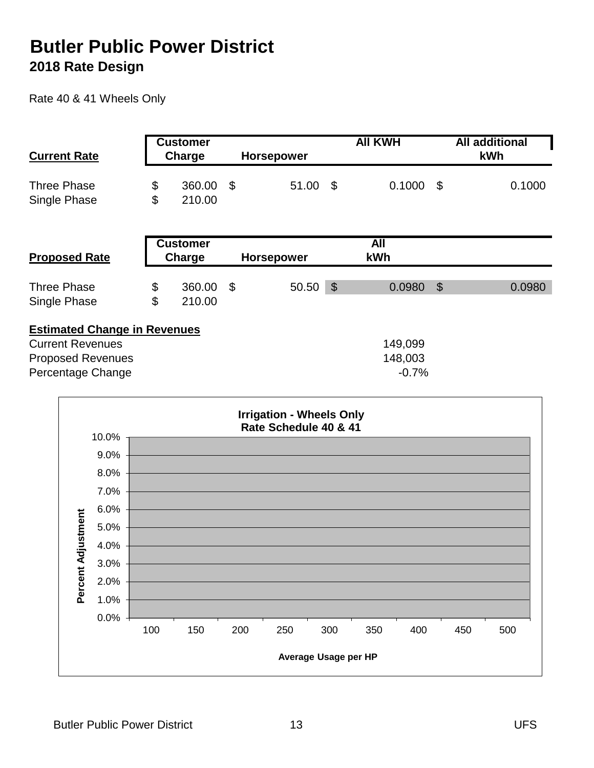# Butler Public Power District

## 2018 Rate Design

Rate 40 & 41 Wheels Only

| Current Rate | Customer Charge | Horsepower | All KWH | All additional kWh |
|---|---|---|---|---|
| Three Phase | $ 360.00 | $ 51.00 | $ 0.1000 | $ 0.1000 |
| Single Phase | $ 210.00 | | | |

| Proposed Rate | Customer Charge | Horsepower | All kWh | |
|---|---|---|---|---|
| Three Phase | $ 360.00 | $ 50.50 | $ 0.0980 | $ 0.0980 |
| Single Phase | $ 210.00 | | | |

**Estimated Change in Revenues**

| | |
|---|---|
| Current Revenues | 149,099 |
| Proposed Revenues | 148,003 |
| Percentage Change | -0.7% |

**Irrigation - Wheels Only**
**Rate Schedule 40 & 41**

Percent Adjustment: 0.0% – 10.0%

Average Usage per HP: 100, 150, 200, 250, 300, 350, 400, 450, 500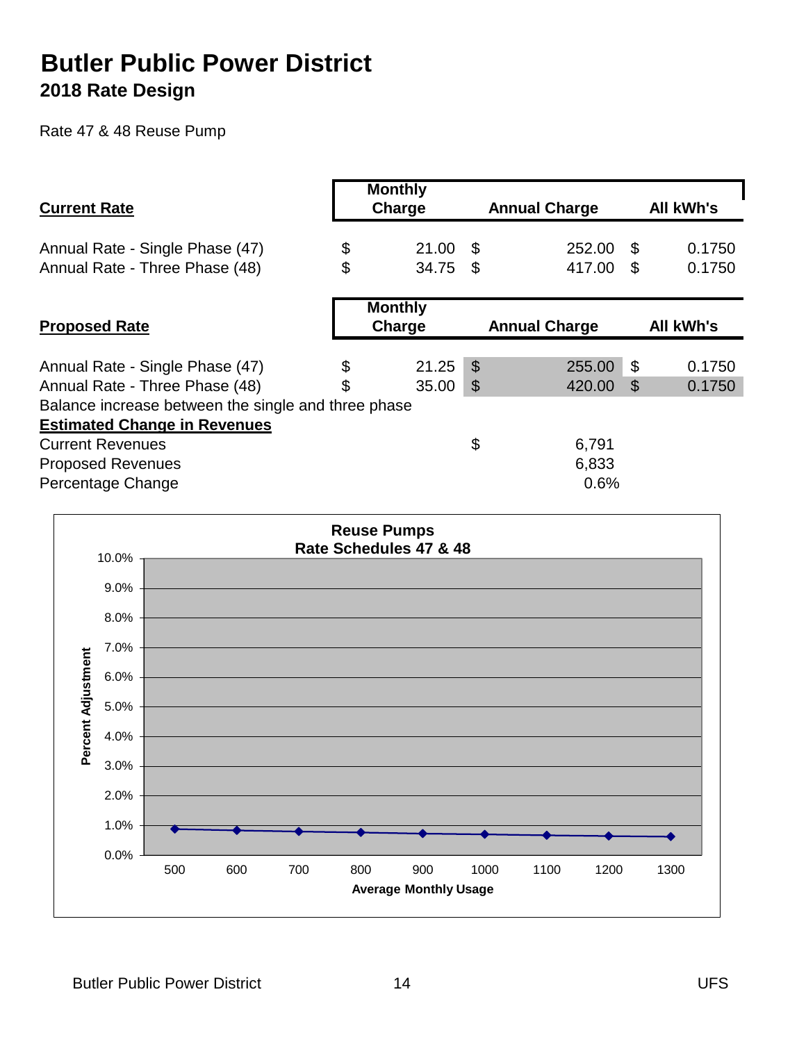# Butler Public Power District

## 2018 Rate Design

Rate 47 & 48 Reuse Pump

| **Current Rate** | Monthly Charge | Annual Charge | All kWh's |
|---|---|---|---|
| Annual Rate - Single Phase (47) | $ 21.00 | $ 252.00 | $ 0.1750 |
| Annual Rate - Three Phase (48) | $ 34.75 | $ 417.00 | $ 0.1750 |

| **Proposed Rate** | Monthly Charge | Annual Charge | All kWh's |
|---|---|---|---|
| Annual Rate - Single Phase (47) | $ 21.25 | $ 255.00 | $ 0.1750 |
| Annual Rate - Three Phase (48) | $ 35.00 | $ 420.00 | $ 0.1750 |

Balance increase between the single and three phase

**Estimated Change in Revenues**

| | |
|---|---|
| Current Revenues | $ 6,791 |
| Proposed Revenues | 6,833 |
| Percentage Change | 0.6% |

**Reuse Pumps Rate Schedules 47 & 48**

| Average Monthly Usage | 500 | 600 | 700 | 800 | 900 | 1000 | 1100 | 1200 | 1300 |
|---|---|---|---|---|---|---|---|---|---|
| Percent Adjustment | ~0.9% | ~0.8% | ~0.8% | ~0.8% | ~0.7% | ~0.7% | ~0.7% | ~0.6% | ~0.6% |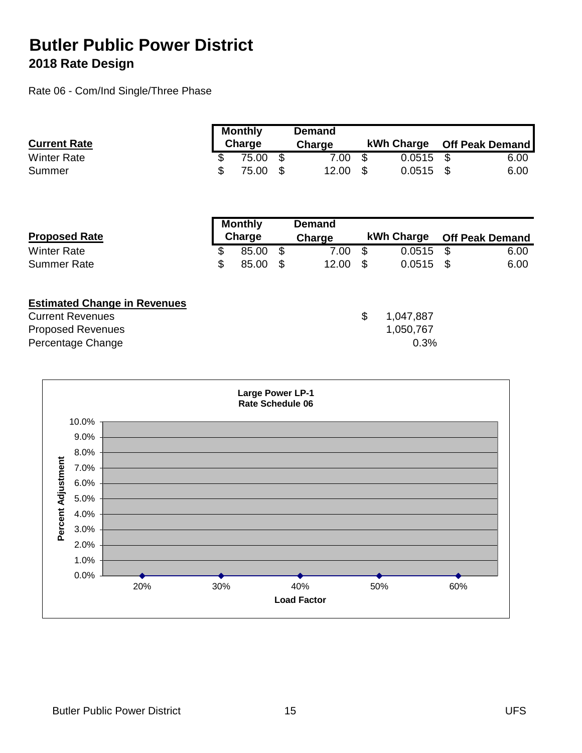# Butler Public Power District

## 2018 Rate Design

Rate 06 - Com/Ind Single/Three Phase

| Current Rate | Monthly Charge | Demand Charge | kWh Charge | Off Peak Demand |
|---|---|---|---|---|
| Winter Rate | $ 75.00 | $ 7.00 | $ 0.0515 | $ 6.00 |
| Summer | $ 75.00 | $ 12.00 | $ 0.0515 | $ 6.00 |

| Proposed Rate | Monthly Charge | Demand Charge | kWh Charge | Off Peak Demand |
|---|---|---|---|---|
| Winter Rate | $ 85.00 | $ 7.00 | $ 0.0515 | $ 6.00 |
| Summer Rate | $ 85.00 | $ 12.00 | $ 0.0515 | $ 6.00 |

**Estimated Change in Revenues**

| | |
|---|---|
| Current Revenues | $ 1,047,887 |
| Proposed Revenues | 1,050,767 |
| Percentage Change | 0.3% |

**Large Power LP-1**
**Rate Schedule 06**

| Load Factor | Percent Adjustment |
|---|---|
| 20% | 0.0% |
| 30% | 0.0% |
| 40% | 0.0% |
| 50% | 0.0% |
| 60% | 0.0% |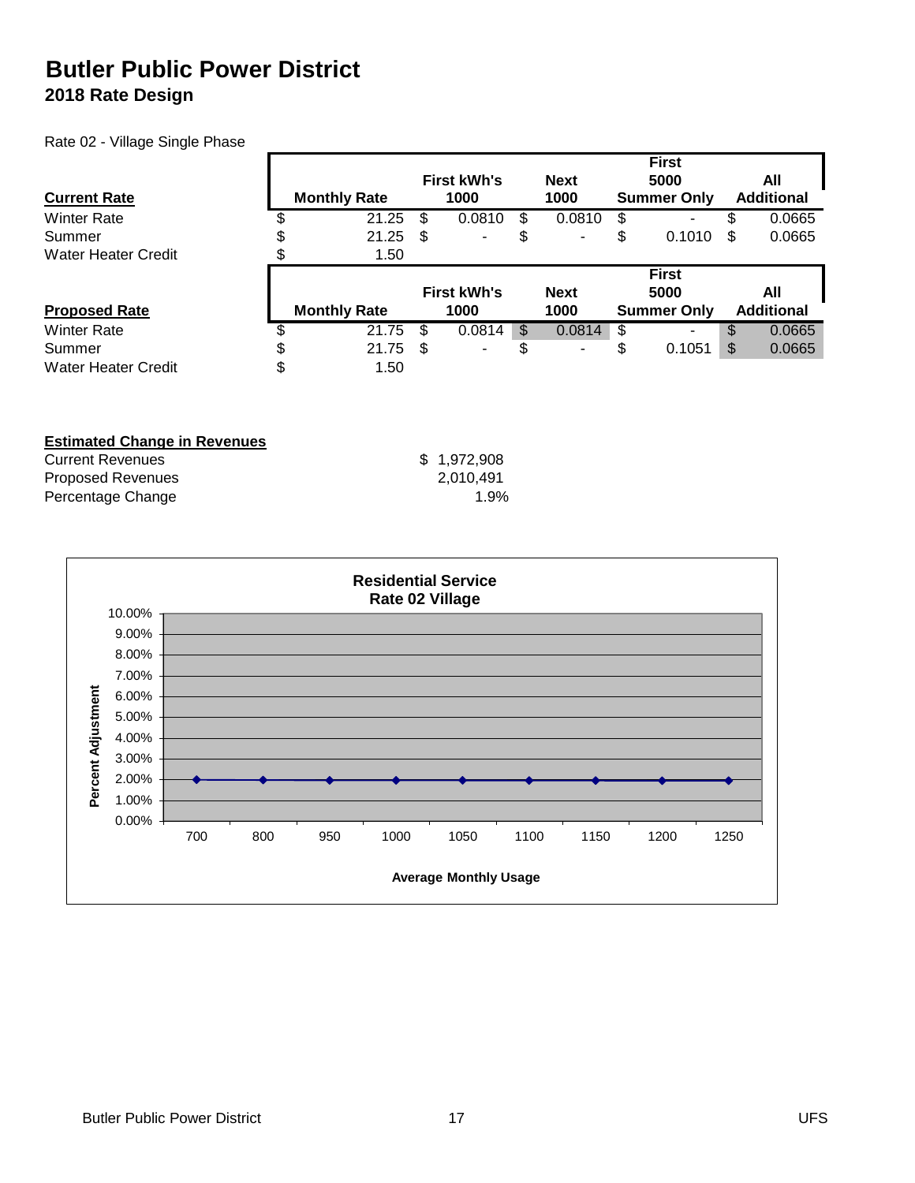# Butler Public Power District

## 2018 Rate Design

Rate 02 - Village Single Phase

| Current Rate | Monthly Rate | First kWh's 1000 | Next 1000 | First 5000 Summer Only | All Additional |
|---|---|---|---|---|---|
| Winter Rate | $ 21.25 | $ 0.0810 | $ 0.0810 | $ - | $ 0.0665 |
| Summer | $ 21.25 | $ - | $ - | $ 0.1010 | $ 0.0665 |
| Water Heater Credit | $ 1.50 | | | | |

| Proposed Rate | Monthly Rate | First kWh's 1000 | Next 1000 | First 5000 Summer Only | All Additional |
|---|---|---|---|---|---|
| Winter Rate | $ 21.75 | $ 0.0814 | $ 0.0814 | $ - | $ 0.0665 |
| Summer | $ 21.75 | $ - | $ - | $ 0.1051 | $ 0.0665 |
| Water Heater Credit | $ 1.50 | | | | |

**Estimated Change in Revenues**

| | |
|---|---|
| Current Revenues | $ 1,972,908 |
| Proposed Revenues | 2,010,491 |
| Percentage Change | 1.9% |

**Residential Service**
**Rate 02 Village**

Percent Adjustment (0.00% – 10.00%) vs. Average Monthly Usage (700, 800, 950, 1000, 1050, 1100, 1150, 1200, 1250)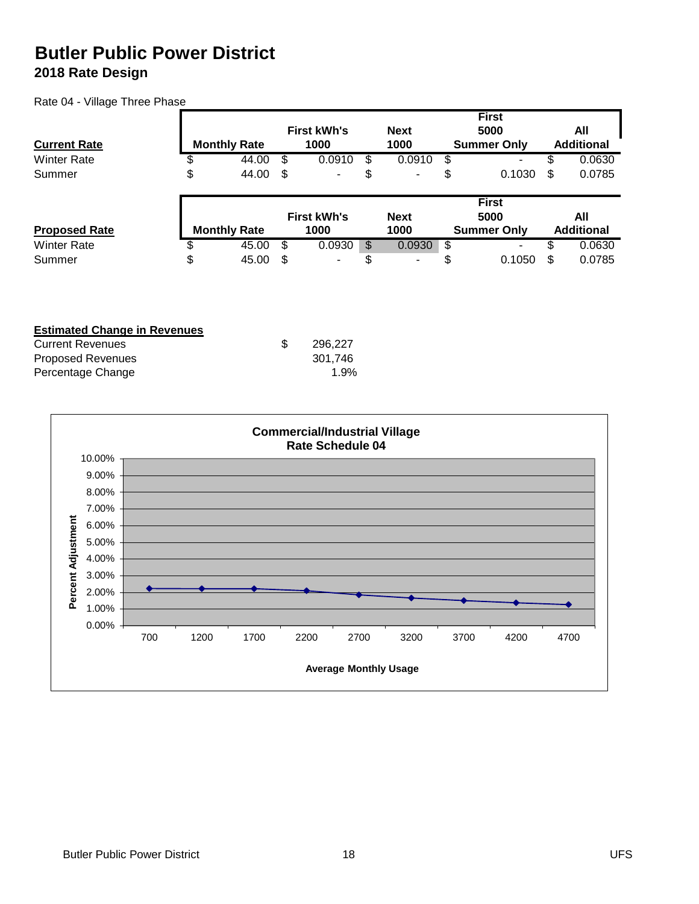# Butler Public Power District

## 2018 Rate Design

Rate 04 - Village Three Phase

| Current Rate | Monthly Rate | First kWh's 1000 | Next 1000 | First 5000 Summer Only | All Additional |
|---|---|---|---|---|---|
| Winter Rate | $ 44.00 | $ 0.0910 | $ 0.0910 | $ - | $ 0.0630 |
| Summer | $ 44.00 | $ - | $ - | $ 0.1030 | $ 0.0785 |

| Proposed Rate | Monthly Rate | First kWh's 1000 | Next 1000 | First 5000 Summer Only | All Additional |
|---|---|---|---|---|---|
| Winter Rate | $ 45.00 | $ 0.0930 | $ 0.0930 | $ - | $ 0.0630 |
| Summer | $ 45.00 | $ - | $ - | $ 0.1050 | $ 0.0785 |

| Estimated Change in Revenues | |
|---|---|
| Current Revenues | $ 296,227 |
| Proposed Revenues | 301,746 |
| Percentage Change | 1.9% |

**Commercial/Industrial Village**
**Rate Schedule 04**

Percent Adjustment (0.00% – 10.00%) vs. Average Monthly Usage (700, 1200, 1700, 2200, 2700, 3200, 3700, 4200, 4700)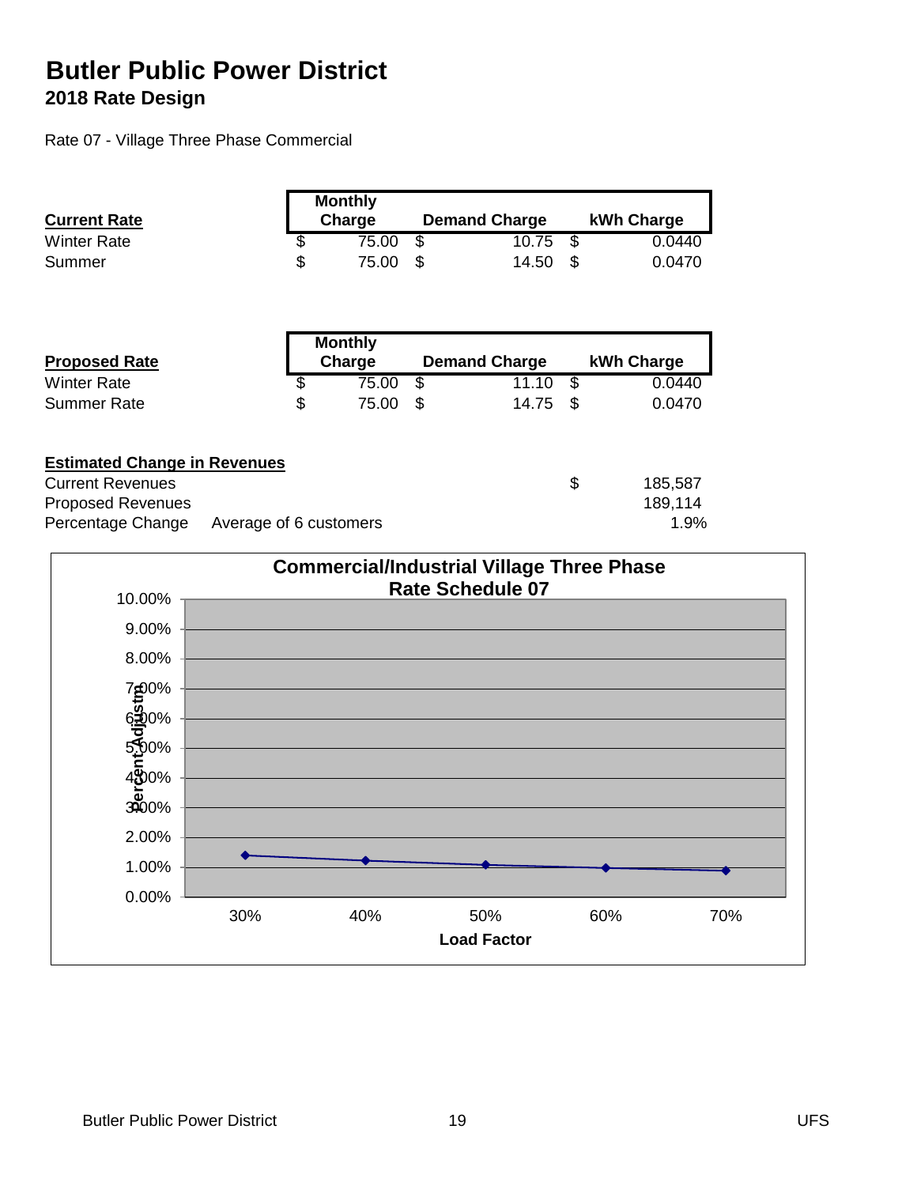# Butler Public Power District

## 2018 Rate Design

Rate 07 - Village Three Phase Commercial

| Current Rate | Monthly Charge | Demand Charge | kWh Charge |
|---|---|---|---|
| Winter Rate | $ 75.00 | $ 10.75 | $ 0.0440 |
| Summer | $ 75.00 | $ 14.50 | $ 0.0470 |

| Proposed Rate | Monthly Charge | Demand Charge | kWh Charge |
|---|---|---|---|
| Winter Rate | $ 75.00 | $ 11.10 | $ 0.0440 |
| Summer Rate | $ 75.00 | $ 14.75 | $ 0.0470 |

| Estimated Change in Revenues | | |
|---|---|---|
| Current Revenues | | $ 185,587 |
| Proposed Revenues | | 189,114 |
| Percentage Change | Average of 6 customers | 1.9% |

Commercial/Industrial Village Three Phase
Rate Schedule 07

Percent Adjustm

10.00%
9.00%
8.00%
7.00%
6.00%
5.00%
4.00%
3.00%
2.00%
1.00%
0.00%

30%
40%
50%
60%
70%

Load Factor

Butler Public Power District

UFS